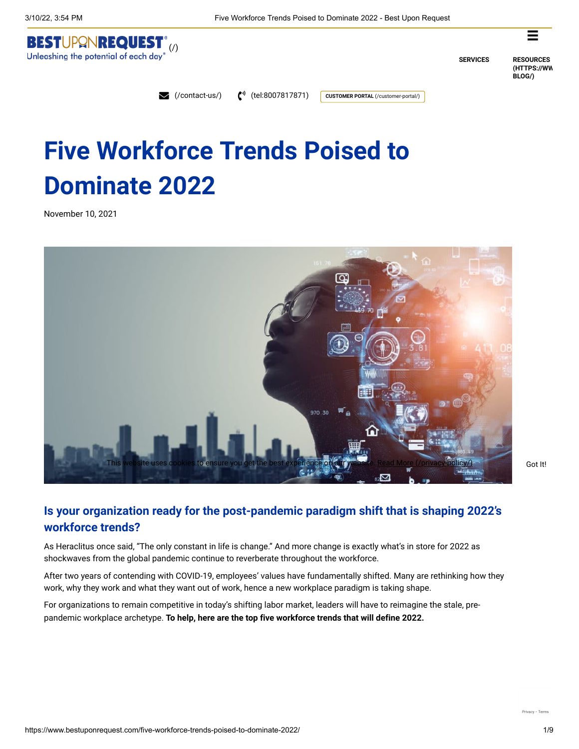# Five Workforce Trends Poised to Dominate 2022

November 10, 2021

## Is your organization ready for the post-pandemic paradigm shift that is shaping 2022's workforce trends?

As Heraclitus once said, "The only constant in life is change." And more change is exactly what's in store for 2022 as shockwaves from the global pandemic continue to reverberate throughout the workforce.

After two years of contending with COVID-19, employees' values have fundamentally shifted. Many are rethinking how they work, why they work and what they want out of work, hence a new workplace paradigm is taking shape.

For organizations to remain competitive in today's shifting labor market, leaders will have to reimagine the stale, pre-pandemic workplace archetype. **To help, here are the top five workforce trends that will define 2022.**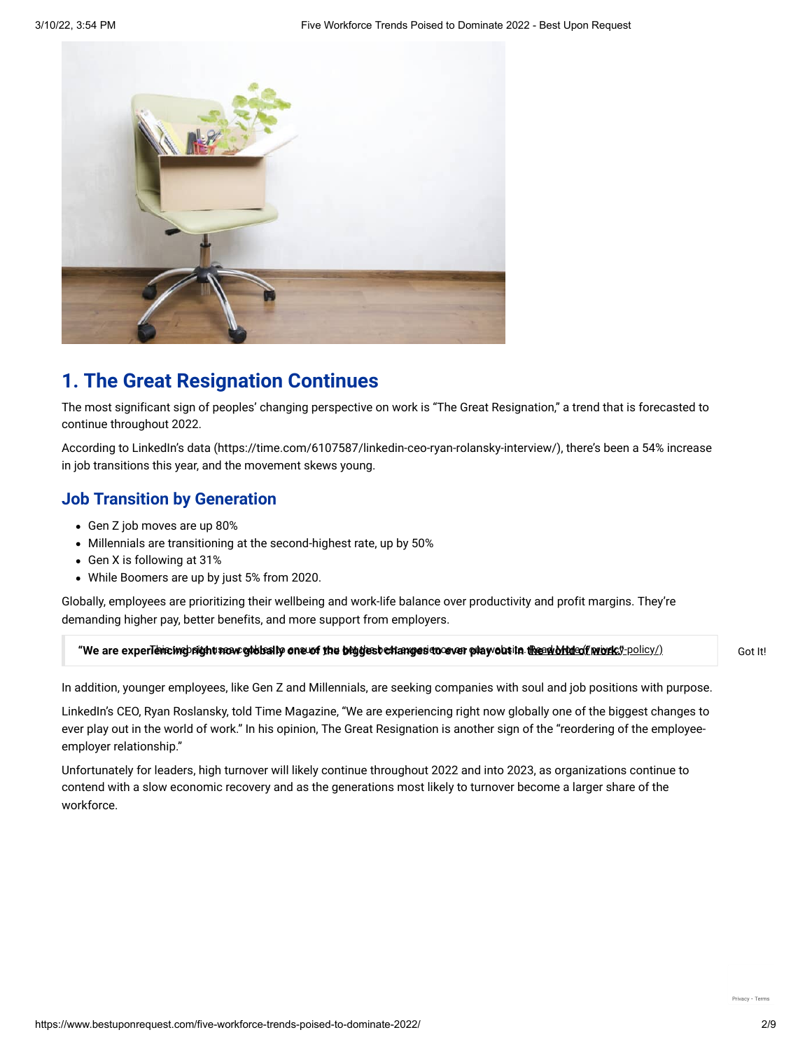## 1. The Great Resignation Continues

The most significant sign of peoples' changing perspective on work is "The Great Resignation," a trend that is forecasted to continue throughout 2022.

According to LinkedIn's data (https://time.com/6107587/linkedin-ceo-ryan-rolansky-interview/), there's been a 54% increase in job transitions this year, and the movement skews young.

### Job Transition by Generation

- Gen Z job moves are up 80%
- Millennials are transitioning at the second-highest rate, up by 50%
- Gen X is following at 31%
- While Boomers are up by just 5% from 2020.

Globally, employees are prioritizing their wellbeing and work-life balance over productivity and profit margins. They're demanding higher pay, better benefits, and more support from employers.

> **"We are experiencing right now globally one of the biggest changes to ever play out in the world of work."**

In addition, younger employees, like Gen Z and Millennials, are seeking companies with soul and job positions with purpose.

LinkedIn's CEO, Ryan Roslansky, told Time Magazine, "We are experiencing right now globally one of the biggest changes to ever play out in the world of work." In his opinion, The Great Resignation is another sign of the "reordering of the employee-employer relationship."

Unfortunately for leaders, high turnover will likely continue throughout 2022 and into 2023, as organizations continue to contend with a slow economic recovery and as the generations most likely to turnover become a larger share of the workforce.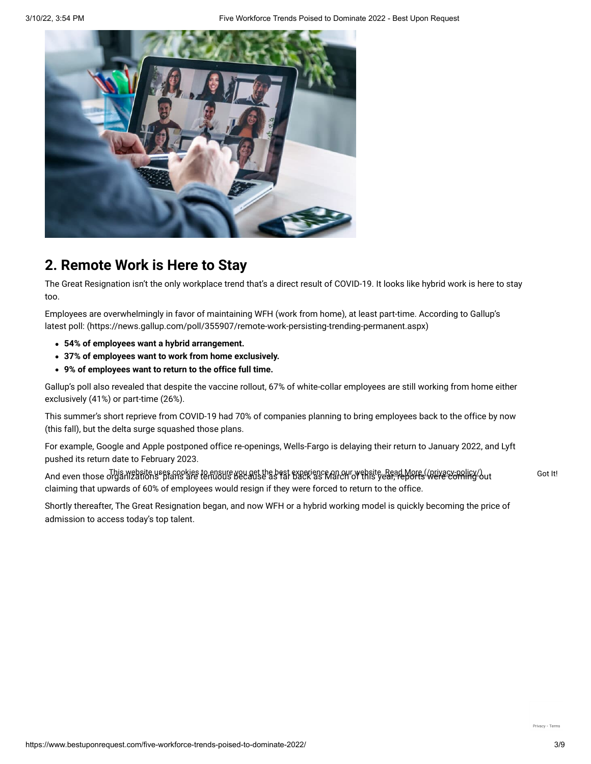## 2. Remote Work is Here to Stay

The Great Resignation isn't the only workplace trend that's a direct result of COVID-19. It looks like hybrid work is here to stay too.

Employees are overwhelmingly in favor of maintaining WFH (work from home), at least part-time. According to Gallup's latest poll: (https://news.gallup.com/poll/355907/remote-work-persisting-trending-permanent.aspx)

- **54% of employees want a hybrid arrangement.**
- **37% of employees want to work from home exclusively.**
- **9% of employees want to return to the office full time.**

Gallup's poll also revealed that despite the vaccine rollout, 67% of white-collar employees are still working from home either exclusively (41%) or part-time (26%).

This summer's short reprieve from COVID-19 had 70% of companies planning to bring employees back to the office by now (this fall), but the delta surge squashed those plans.

For example, Google and Apple postponed office re-openings, Wells-Fargo is delaying their return to January 2022, and Lyft pushed its return date to February 2023.

And even those organizations' plans are tenuous because as far back as March of this year, reports were coming out claiming that upwards of 60% of employees would resign if they were forced to return to the office.

Shortly thereafter, The Great Resignation began, and now WFH or a hybrid working model is quickly becoming the price of admission to access today's top talent.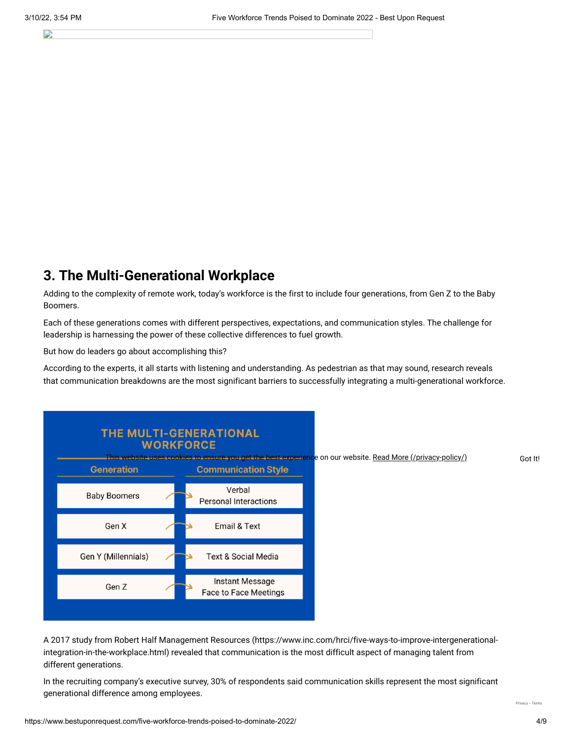## 3. The Multi-Generational Workplace

Adding to the complexity of remote work, today's workforce is the first to include four generations, from Gen Z to the Baby Boomers.

Each of these generations comes with different perspectives, expectations, and communication styles. The challenge for leadership is harnessing the power of these collective differences to fuel growth.

But how do leaders go about accomplishing this?

According to the experts, it all starts with listening and understanding. As pedestrian as that may sound, research reveals that communication breakdowns are the most significant barriers to successfully integrating a multi-generational workforce.

**THE MULTI-GENERATIONAL WORKFORCE**

| Generation | Communication Style |
| --- | --- |
| Baby Boomers | Verbal Personal Interactions |
| Gen X | Email & Text |
| Gen Y (Millennials) | Text & Social Media |
| Gen Z | Instant Message Face to Face Meetings |

This website uses cookies to ensure you get the best experience on our website. Read More (/privacy-policy/)

Got It!

A 2017 study from Robert Half Management Resources (https://www.inc.com/hrci/five-ways-to-improve-intergenerational-integration-in-the-workplace.html) revealed that communication is the most difficult aspect of managing talent from different generations.

In the recruiting company's executive survey, 30% of respondents said communication skills represent the most significant generational difference among employees.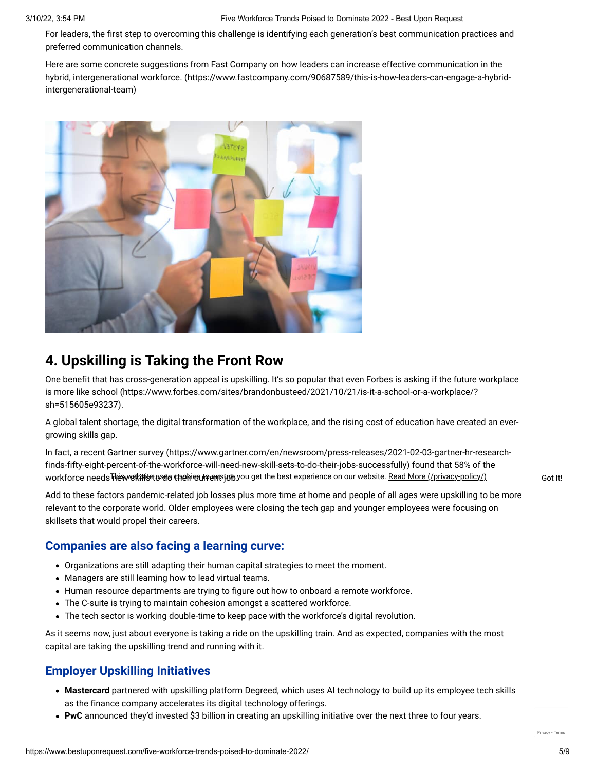For leaders, the first step to overcoming this challenge is identifying each generation's best communication practices and preferred communication channels.

Here are some concrete suggestions from Fast Company on how leaders can increase effective communication in the hybrid, intergenerational workforce. (https://www.fastcompany.com/90687589/this-is-how-leaders-can-engage-a-hybrid-intergenerational-team)

## 4. Upskilling is Taking the Front Row

One benefit that has cross-generation appeal is upskilling. It's so popular that even Forbes is asking if the future workplace is more like school (https://www.forbes.com/sites/brandonbusteed/2021/10/21/is-it-a-school-or-a-workplace/?sh=515605e93237).

A global talent shortage, the digital transformation of the workplace, and the rising cost of education have created an ever-growing skills gap.

In fact, a recent Gartner survey (https://www.gartner.com/en/newsroom/press-releases/2021-02-03-gartner-hr-research-finds-fifty-eight-percent-of-the-workforce-will-need-new-skill-sets-to-do-their-jobs-successfully) found that 58% of the workforce needs new skills to do their current job.

This website uses cookies to ensure you get the best experience on our website. Read More (/privacy-policy/) Got It!

Add to these factors pandemic-related job losses plus more time at home and people of all ages were upskilling to be more relevant to the corporate world. Older employees were closing the tech gap and younger employees were focusing on skillsets that would propel their careers.

### Companies are also facing a learning curve:

- Organizations are still adapting their human capital strategies to meet the moment.
- Managers are still learning how to lead virtual teams.
- Human resource departments are trying to figure out how to onboard a remote workforce.
- The C-suite is trying to maintain cohesion amongst a scattered workforce.
- The tech sector is working double-time to keep pace with the workforce's digital revolution.

As it seems now, just about everyone is taking a ride on the upskilling train. And as expected, companies with the most capital are taking the upskilling trend and running with it.

### Employer Upskilling Initiatives

- **Mastercard** partnered with upskilling platform Degreed, which uses AI technology to build up its employee tech skills as the finance company accelerates its digital technology offerings.
- **PwC** announced they'd invested $3 billion in creating an upskilling initiative over the next three to four years.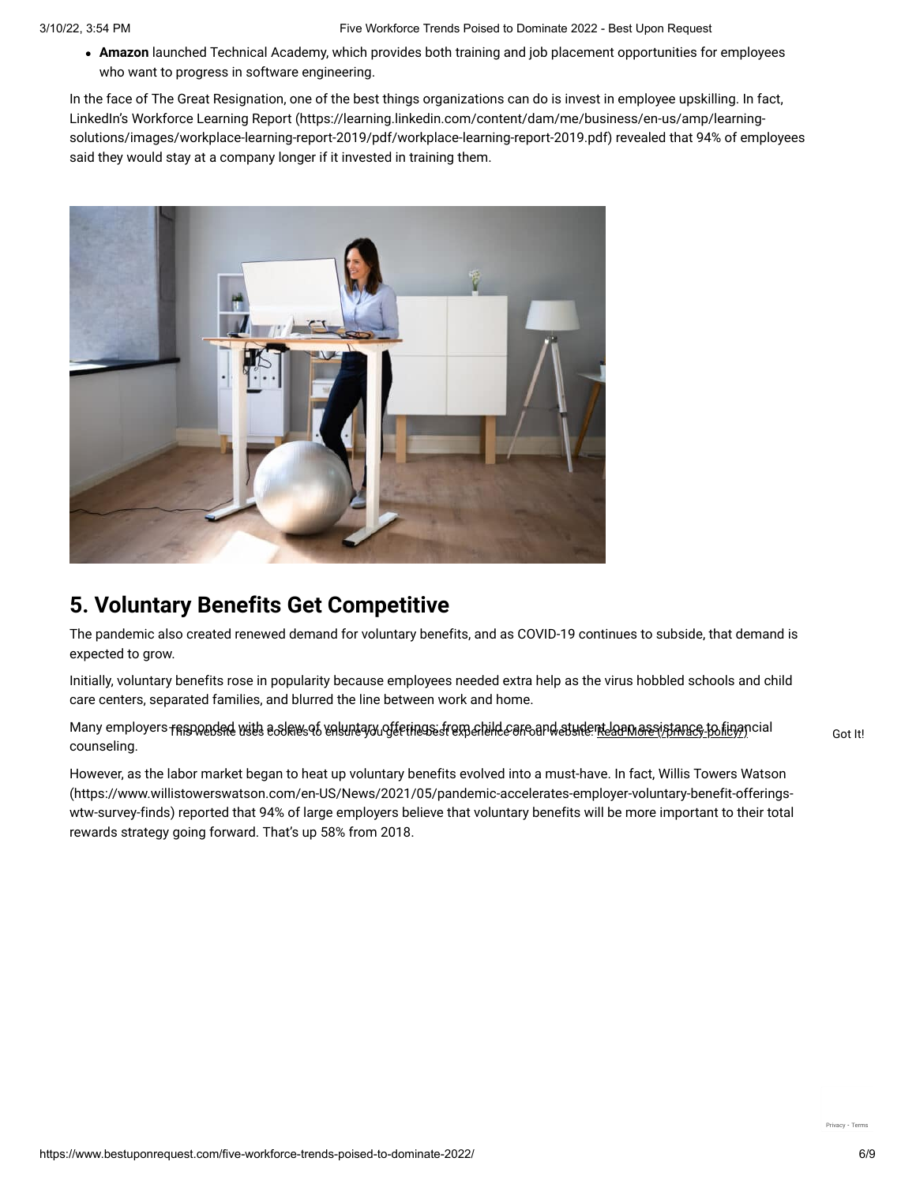- **Amazon** launched Technical Academy, which provides both training and job placement opportunities for employees who want to progress in software engineering.

In the face of The Great Resignation, one of the best things organizations can do is invest in employee upskilling. In fact, LinkedIn's Workforce Learning Report (https://learning.linkedin.com/content/dam/me/business/en-us/amp/learning-solutions/images/workplace-learning-report-2019/pdf/workplace-learning-report-2019.pdf) revealed that 94% of employees said they would stay at a company longer if it invested in training them.

## 5. Voluntary Benefits Get Competitive

The pandemic also created renewed demand for voluntary benefits, and as COVID-19 continues to subside, that demand is expected to grow.

Initially, voluntary benefits rose in popularity because employees needed extra help as the virus hobbled schools and child care centers, separated families, and blurred the line between work and home.

Many employers responded with a slew of voluntary offerings: from child care and student loan assistance to financial counseling.

However, as the labor market began to heat up voluntary benefits evolved into a must-have. In fact, Willis Towers Watson (https://www.willistowerswatson.com/en-US/News/2021/05/pandemic-accelerates-employer-voluntary-benefit-offerings-wtw-survey-finds) reported that 94% of large employers believe that voluntary benefits will be more important to their total rewards strategy going forward. That's up 58% from 2018.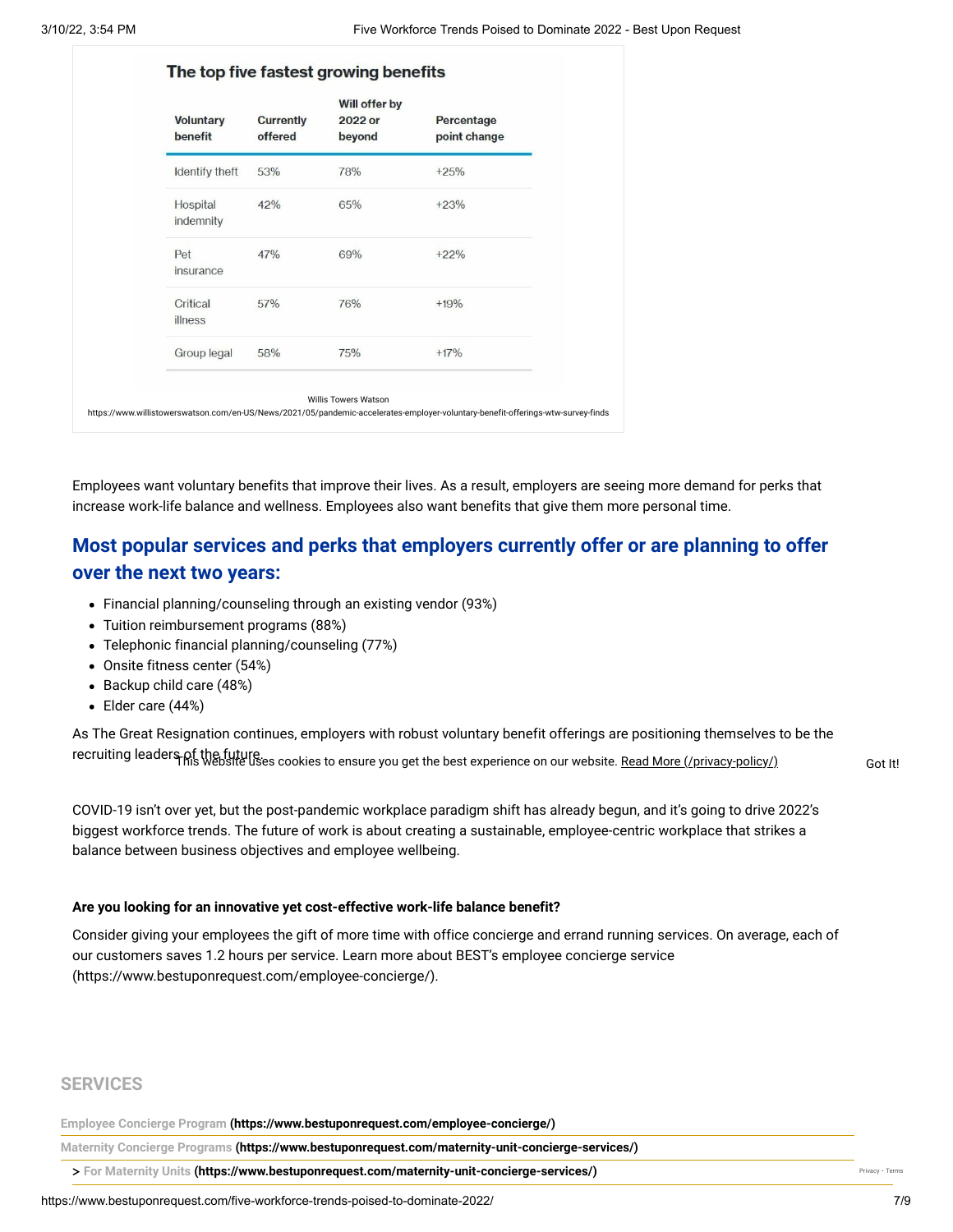### The top five fastest growing benefits

| Voluntary benefit | Currently offered | Will offer by 2022 or beyond | Percentage point change |
|---|---|---|---|
| Identify theft | 53% | 78% | +25% |
| Hospital indemnity | 42% | 65% | +23% |
| Pet insurance | 47% | 69% | +22% |
| Critical illness | 57% | 76% | +19% |
| Group legal | 58% | 75% | +17% |

Willis Towers Watson
https://www.willistowerswatson.com/en-US/News/2021/05/pandemic-accelerates-employer-voluntary-benefit-offerings-wtw-survey-finds

Employees want voluntary benefits that improve their lives. As a result, employers are seeing more demand for perks that increase work-life balance and wellness. Employees also want benefits that give them more personal time.

## Most popular services and perks that employers currently offer or are planning to offer over the next two years:

- Financial planning/counseling through an existing vendor (93%)
- Tuition reimbursement programs (88%)
- Telephonic financial planning/counseling (77%)
- Onsite fitness center (54%)
- Backup child care (48%)
- Elder care (44%)

As The Great Resignation continues, employers with robust voluntary benefit offerings are positioning themselves to be the recruiting leaders of the future.

This website uses cookies to ensure you get the best experience on our website. Read More (/privacy-policy/) Got It!

COVID-19 isn't over yet, but the post-pandemic workplace paradigm shift has already begun, and it's going to drive 2022's biggest workforce trends. The future of work is about creating a sustainable, employee-centric workplace that strikes a balance between business objectives and employee wellbeing.

**Are you looking for an innovative yet cost-effective work-life balance benefit?**

Consider giving your employees the gift of more time with office concierge and errand running services. On average, each of our customers saves 1.2 hours per service. Learn more about BEST's employee concierge service (https://www.bestuponrequest.com/employee-concierge/).

## SERVICES

Employee Concierge Program **(https://www.bestuponrequest.com/employee-concierge/)**

Maternity Concierge Programs **(https://www.bestuponrequest.com/maternity-unit-concierge-services/)**

> For Maternity Units **(https://www.bestuponrequest.com/maternity-unit-concierge-services/)**

Privacy - Terms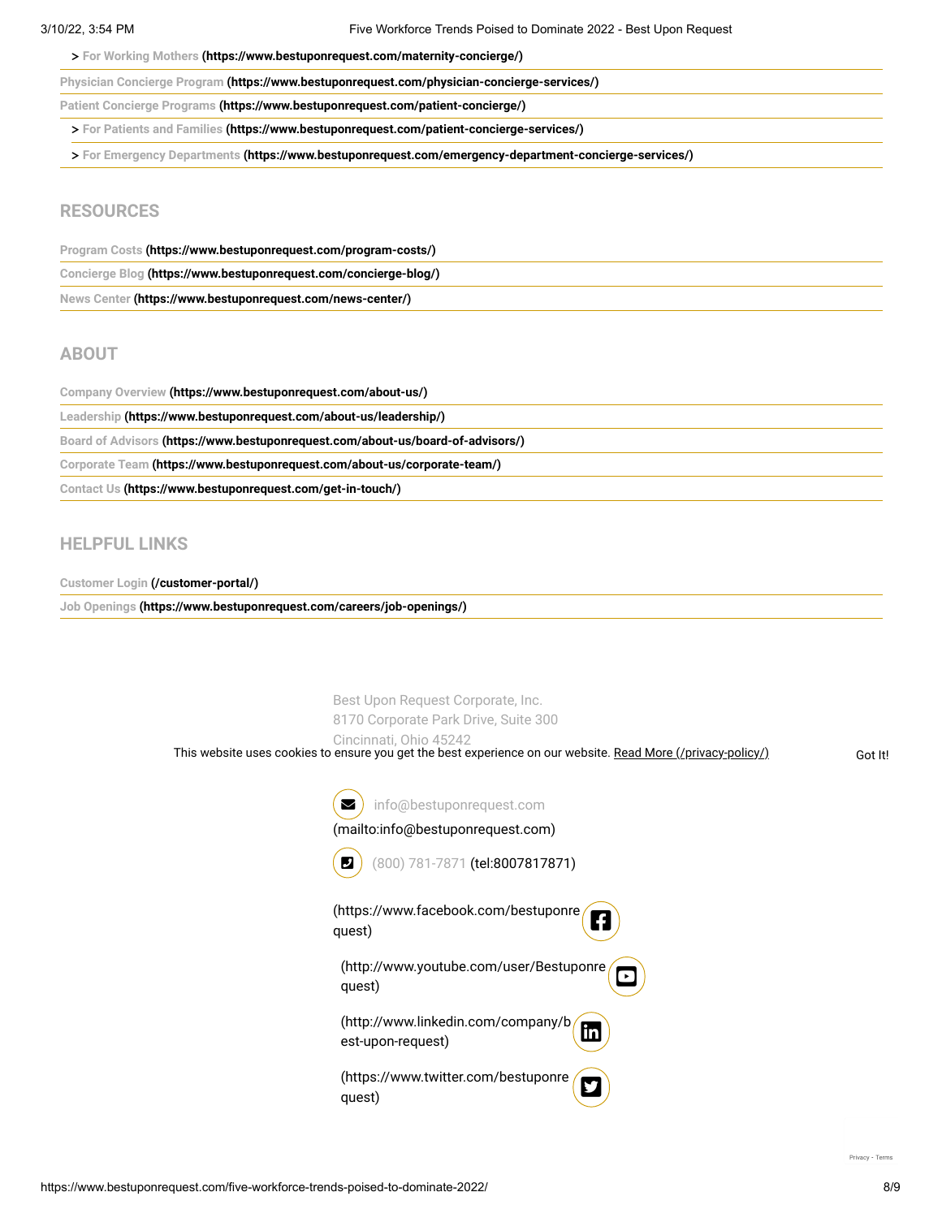> For Working Mothers (https://www.bestuponrequest.com/maternity-concierge/)

Physician Concierge Program (https://www.bestuponrequest.com/physician-concierge-services/)

Patient Concierge Programs (https://www.bestuponrequest.com/patient-concierge/)

> For Patients and Families (https://www.bestuponrequest.com/patient-concierge-services/)

> For Emergency Departments (https://www.bestuponrequest.com/emergency-department-concierge-services/)

## RESOURCES

Program Costs (https://www.bestuponrequest.com/program-costs/)

Concierge Blog (https://www.bestuponrequest.com/concierge-blog/)

News Center (https://www.bestuponrequest.com/news-center/)

## ABOUT

Company Overview (https://www.bestuponrequest.com/about-us/)

Leadership (https://www.bestuponrequest.com/about-us/leadership/)

Board of Advisors (https://www.bestuponrequest.com/about-us/board-of-advisors/)

Corporate Team (https://www.bestuponrequest.com/about-us/corporate-team/)

Contact Us (https://www.bestuponrequest.com/get-in-touch/)

## HELPFUL LINKS

Customer Login (/customer-portal/)

Job Openings (https://www.bestuponrequest.com/careers/job-openings/)

Best Upon Request Corporate, Inc.
8170 Corporate Park Drive, Suite 300
Cincinnati, Ohio 45242

This website uses cookies to ensure you get the best experience on our website. Read More (/privacy-policy/)

Got It!

info@bestuponrequest.com (mailto:info@bestuponrequest.com)

(800) 781-7871 (tel:8007817871)

(https://www.facebook.com/bestuponrequest)

(http://www.youtube.com/user/Bestuponrequest)

(http://www.linkedin.com/company/best-upon-request)

(https://www.twitter.com/bestuponrequest)

Privacy - Terms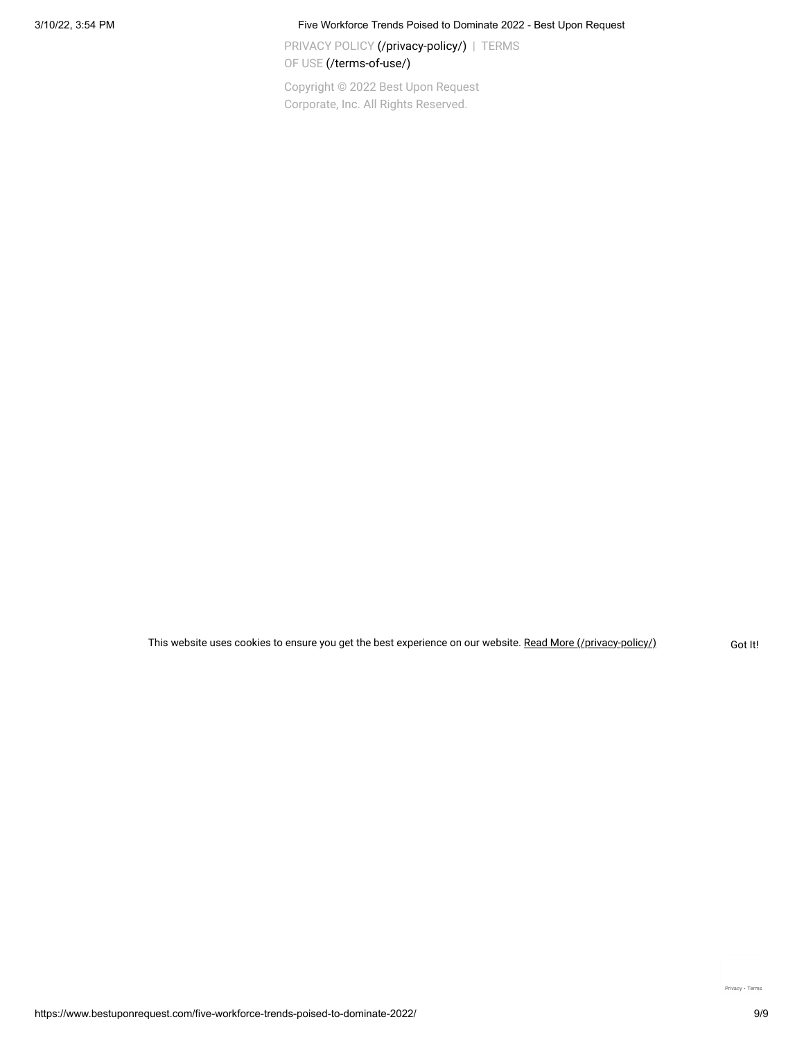PRIVACY POLICY (/privacy-policy/) | TERMS OF USE (/terms-of-use/)

Copyright © 2022 Best Upon Request Corporate, Inc. All Rights Reserved.

This website uses cookies to ensure you get the best experience on our website. Read More (/privacy-policy/)

Got It!

Privacy - Terms